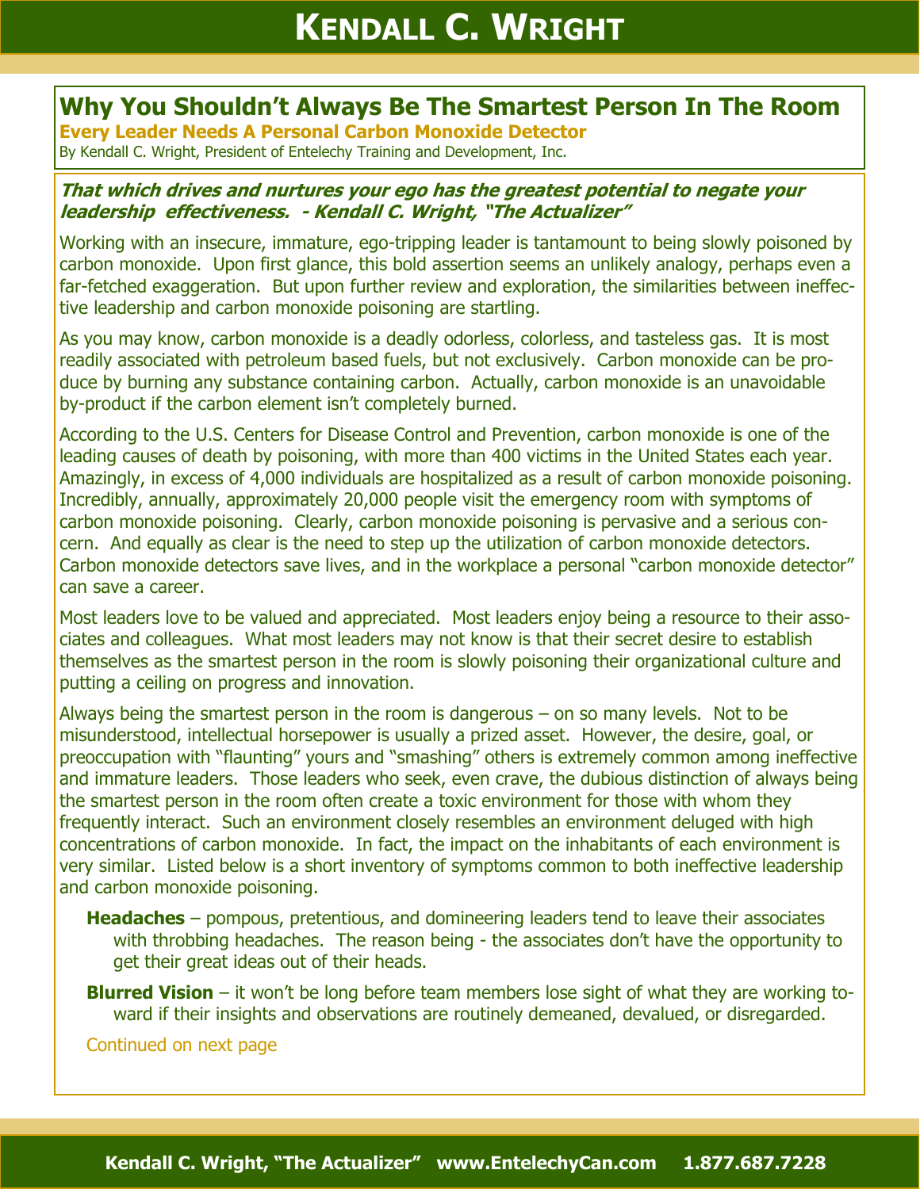# KENDALL C. WRIGHT

## Why You Shouldn't Always Be The Smartest Person In The Room

### Every Leader Needs A Personal Carbon Monoxide Detector

By Kendall C. Wright, President of Entelechy Training and Development, Inc.

***That which drives and nurtures your ego has the greatest potential to negate your leadership effectiveness. - Kendall C. Wright, "The Actualizer"***

Working with an insecure, immature, ego-tripping leader is tantamount to being slowly poisoned by carbon monoxide. Upon first glance, this bold assertion seems an unlikely analogy, perhaps even a far-fetched exaggeration. But upon further review and exploration, the similarities between ineffective leadership and carbon monoxide poisoning are startling.

As you may know, carbon monoxide is a deadly odorless, colorless, and tasteless gas. It is most readily associated with petroleum based fuels, but not exclusively. Carbon monoxide can be produce by burning any substance containing carbon. Actually, carbon monoxide is an unavoidable by-product if the carbon element isn't completely burned.

According to the U.S. Centers for Disease Control and Prevention, carbon monoxide is one of the leading causes of death by poisoning, with more than 400 victims in the United States each year. Amazingly, in excess of 4,000 individuals are hospitalized as a result of carbon monoxide poisoning. Incredibly, annually, approximately 20,000 people visit the emergency room with symptoms of carbon monoxide poisoning. Clearly, carbon monoxide poisoning is pervasive and a serious concern. And equally as clear is the need to step up the utilization of carbon monoxide detectors. Carbon monoxide detectors save lives, and in the workplace a personal "carbon monoxide detector" can save a career.

Most leaders love to be valued and appreciated. Most leaders enjoy being a resource to their associates and colleagues. What most leaders may not know is that their secret desire to establish themselves as the smartest person in the room is slowly poisoning their organizational culture and putting a ceiling on progress and innovation.

Always being the smartest person in the room is dangerous – on so many levels. Not to be misunderstood, intellectual horsepower is usually a prized asset. However, the desire, goal, or preoccupation with "flaunting" yours and "smashing" others is extremely common among ineffective and immature leaders. Those leaders who seek, even crave, the dubious distinction of always being the smartest person in the room often create a toxic environment for those with whom they frequently interact. Such an environment closely resembles an environment deluged with high concentrations of carbon monoxide. In fact, the impact on the inhabitants of each environment is very similar. Listed below is a short inventory of symptoms common to both ineffective leadership and carbon monoxide poisoning.

- **Headaches** – pompous, pretentious, and domineering leaders tend to leave their associates with throbbing headaches. The reason being - the associates don't have the opportunity to get their great ideas out of their heads.
- **Blurred Vision** – it won't be long before team members lose sight of what they are working toward if their insights and observations are routinely demeaned, devalued, or disregarded.

Continued on next page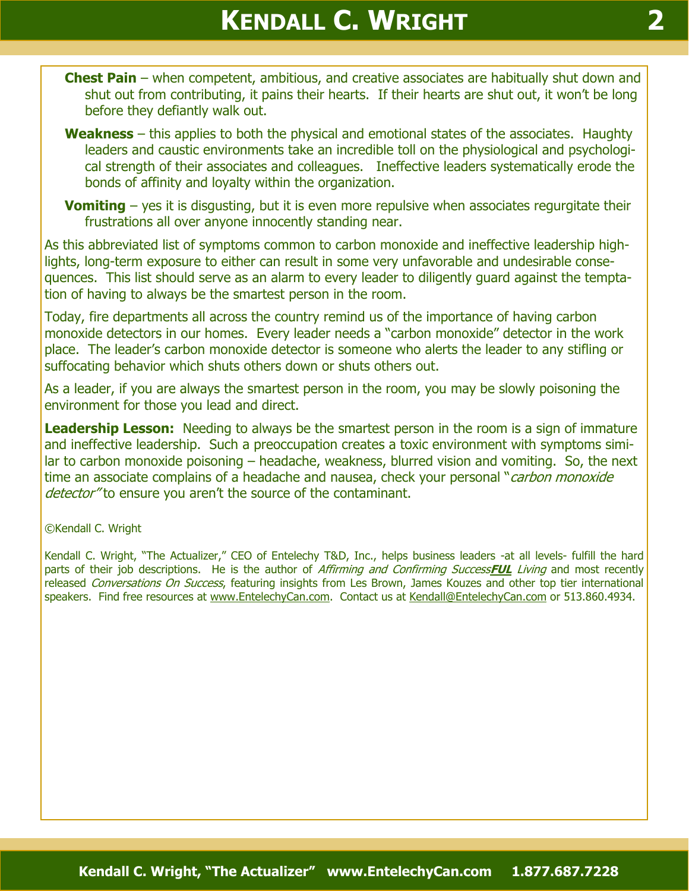**Chest Pain** – when competent, ambitious, and creative associates are habitually shut down and shut out from contributing, it pains their hearts. If their hearts are shut out, it won't be long before they defiantly walk out.

**Weakness** – this applies to both the physical and emotional states of the associates. Haughty leaders and caustic environments take an incredible toll on the physiological and psychological strength of their associates and colleagues. Ineffective leaders systematically erode the bonds of affinity and loyalty within the organization.

**Vomiting** – yes it is disgusting, but it is even more repulsive when associates regurgitate their frustrations all over anyone innocently standing near.

As this abbreviated list of symptoms common to carbon monoxide and ineffective leadership highlights, long-term exposure to either can result in some very unfavorable and undesirable consequences. This list should serve as an alarm to every leader to diligently guard against the temptation of having to always be the smartest person in the room.

Today, fire departments all across the country remind us of the importance of having carbon monoxide detectors in our homes. Every leader needs a "carbon monoxide" detector in the work place. The leader's carbon monoxide detector is someone who alerts the leader to any stifling or suffocating behavior which shuts others down or shuts others out.

As a leader, if you are always the smartest person in the room, you may be slowly poisoning the environment for those you lead and direct.

**Leadership Lesson:** Needing to always be the smartest person in the room is a sign of immature and ineffective leadership. Such a preoccupation creates a toxic environment with symptoms similar to carbon monoxide poisoning – headache, weakness, blurred vision and vomiting. So, the next time an associate complains of a headache and nausea, check your personal "*carbon monoxide detector"* to ensure you aren't the source of the contaminant.

©Kendall C. Wright

Kendall C. Wright, "The Actualizer," CEO of Entelechy T&D, Inc., helps business leaders -at all levels- fulfill the hard parts of their job descriptions. He is the author of *Affirming and Confirming Success**FUL** Living* and most recently released *Conversations On Success*, featuring insights from Les Brown, James Kouzes and other top tier international speakers. Find free resources at www.EntelechyCan.com. Contact us at Kendall@EntelechyCan.com or 513.860.4934.